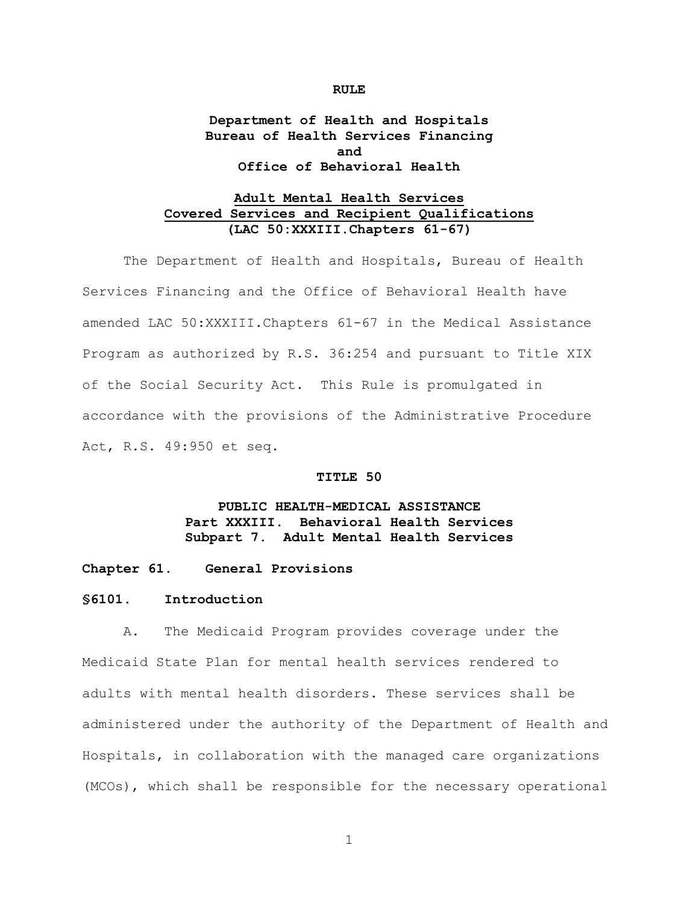**RULE**

**Department of Health and Hospitals**
**Bureau of Health Services Financing**
**and**
**Office of Behavioral Health**

**Adult Mental Health Services**
**Covered Services and Recipient Qualifications**
**(LAC 50:XXXIII.Chapters 61-67)**

The Department of Health and Hospitals, Bureau of Health Services Financing and the Office of Behavioral Health have amended LAC 50:XXXIII.Chapters 61-67 in the Medical Assistance Program as authorized by R.S. 36:254 and pursuant to Title XIX of the Social Security Act. This Rule is promulgated in accordance with the provisions of the Administrative Procedure Act, R.S. 49:950 et seq.

**TITLE 50**

**PUBLIC HEALTH-MEDICAL ASSISTANCE**
**Part XXXIII. Behavioral Health Services**
**Subpart 7. Adult Mental Health Services**

## Chapter 61. General Provisions

### §6101. Introduction

A. The Medicaid Program provides coverage under the Medicaid State Plan for mental health services rendered to adults with mental health disorders. These services shall be administered under the authority of the Department of Health and Hospitals, in collaboration with the managed care organizations (MCOs), which shall be responsible for the necessary operational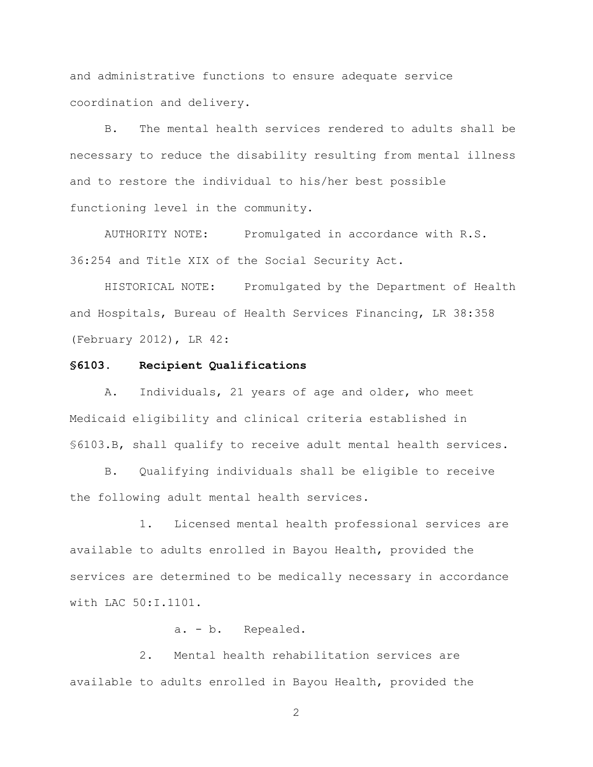and administrative functions to ensure adequate service coordination and delivery.

B. The mental health services rendered to adults shall be necessary to reduce the disability resulting from mental illness and to restore the individual to his/her best possible functioning level in the community.

AUTHORITY NOTE: Promulgated in accordance with R.S. 36:254 and Title XIX of the Social Security Act.

HISTORICAL NOTE: Promulgated by the Department of Health and Hospitals, Bureau of Health Services Financing, LR 38:358 (February 2012), LR 42:

**§6103. Recipient Qualifications**

A. Individuals, 21 years of age and older, who meet Medicaid eligibility and clinical criteria established in §6103.B, shall qualify to receive adult mental health services.

B. Qualifying individuals shall be eligible to receive the following adult mental health services.

1. Licensed mental health professional services are available to adults enrolled in Bayou Health, provided the services are determined to be medically necessary in accordance with LAC 50:I.1101.

a. - b. Repealed.

2. Mental health rehabilitation services are available to adults enrolled in Bayou Health, provided the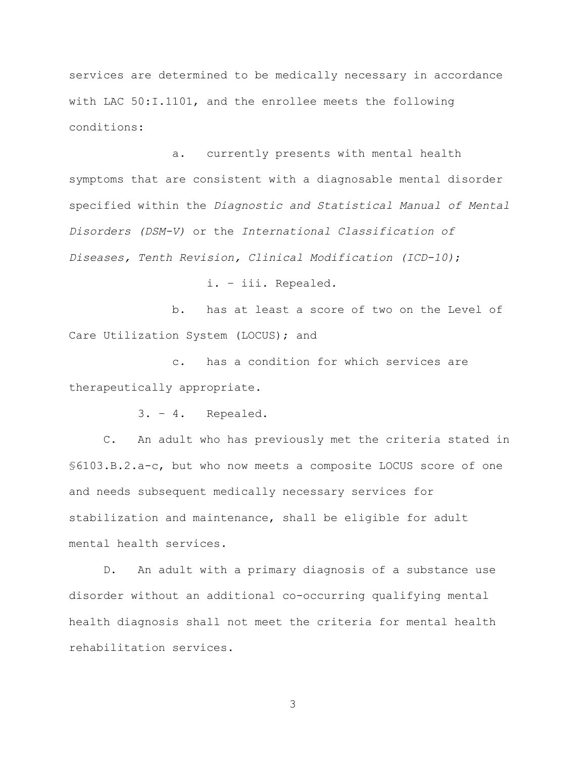services are determined to be medically necessary in accordance with LAC 50:I.1101, and the enrollee meets the following conditions:

a. currently presents with mental health symptoms that are consistent with a diagnosable mental disorder specified within the *Diagnostic and Statistical Manual of Mental Disorders (DSM-V)* or the *International Classification of Diseases, Tenth Revision, Clinical Modification (ICD-10)*;

i. – iii. Repealed.

b. has at least a score of two on the Level of Care Utilization System (LOCUS); and

c. has a condition for which services are therapeutically appropriate.

3. – 4. Repealed.

C. An adult who has previously met the criteria stated in §6103.B.2.a-c, but who now meets a composite LOCUS score of one and needs subsequent medically necessary services for stabilization and maintenance, shall be eligible for adult mental health services.

D. An adult with a primary diagnosis of a substance use disorder without an additional co-occurring qualifying mental health diagnosis shall not meet the criteria for mental health rehabilitation services.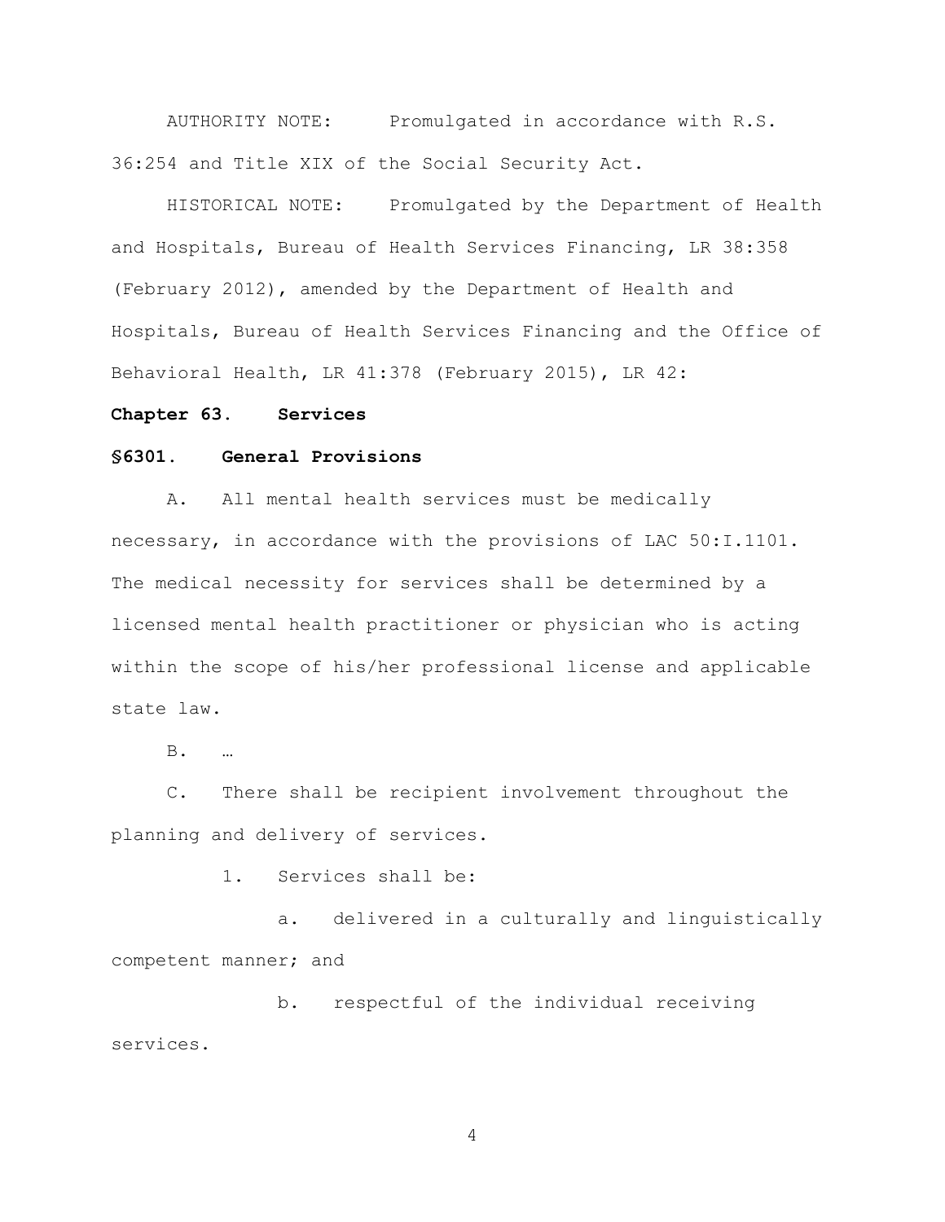AUTHORITY NOTE: Promulgated in accordance with R.S. 36:254 and Title XIX of the Social Security Act.

HISTORICAL NOTE: Promulgated by the Department of Health and Hospitals, Bureau of Health Services Financing, LR 38:358 (February 2012), amended by the Department of Health and Hospitals, Bureau of Health Services Financing and the Office of Behavioral Health, LR 41:378 (February 2015), LR 42:

## Chapter 63. Services

### §6301. General Provisions

A. All mental health services must be medically necessary, in accordance with the provisions of LAC 50:I.1101. The medical necessity for services shall be determined by a licensed mental health practitioner or physician who is acting within the scope of his/her professional license and applicable state law.

B. …

C. There shall be recipient involvement throughout the planning and delivery of services.

1. Services shall be:

   a. delivered in a culturally and linguistically competent manner; and

   b. respectful of the individual receiving services.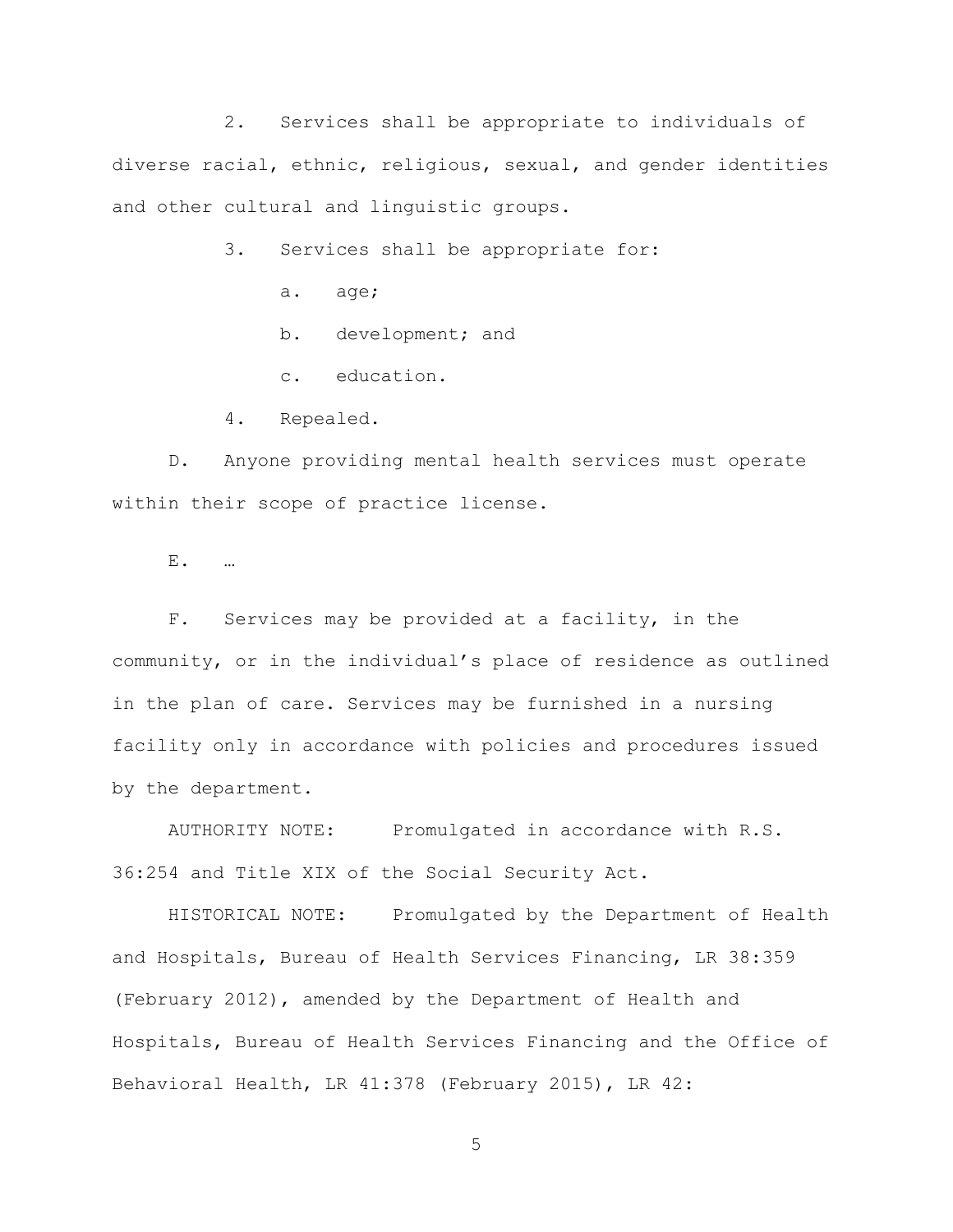2. Services shall be appropriate to individuals of diverse racial, ethnic, religious, sexual, and gender identities and other cultural and linguistic groups.

3. Services shall be appropriate for:

a. age;

b. development; and

c. education.

4. Repealed.

D. Anyone providing mental health services must operate within their scope of practice license.

E. …

F. Services may be provided at a facility, in the community, or in the individual's place of residence as outlined in the plan of care. Services may be furnished in a nursing facility only in accordance with policies and procedures issued by the department.

AUTHORITY NOTE: Promulgated in accordance with R.S. 36:254 and Title XIX of the Social Security Act.

HISTORICAL NOTE: Promulgated by the Department of Health and Hospitals, Bureau of Health Services Financing, LR 38:359 (February 2012), amended by the Department of Health and Hospitals, Bureau of Health Services Financing and the Office of Behavioral Health, LR 41:378 (February 2015), LR 42: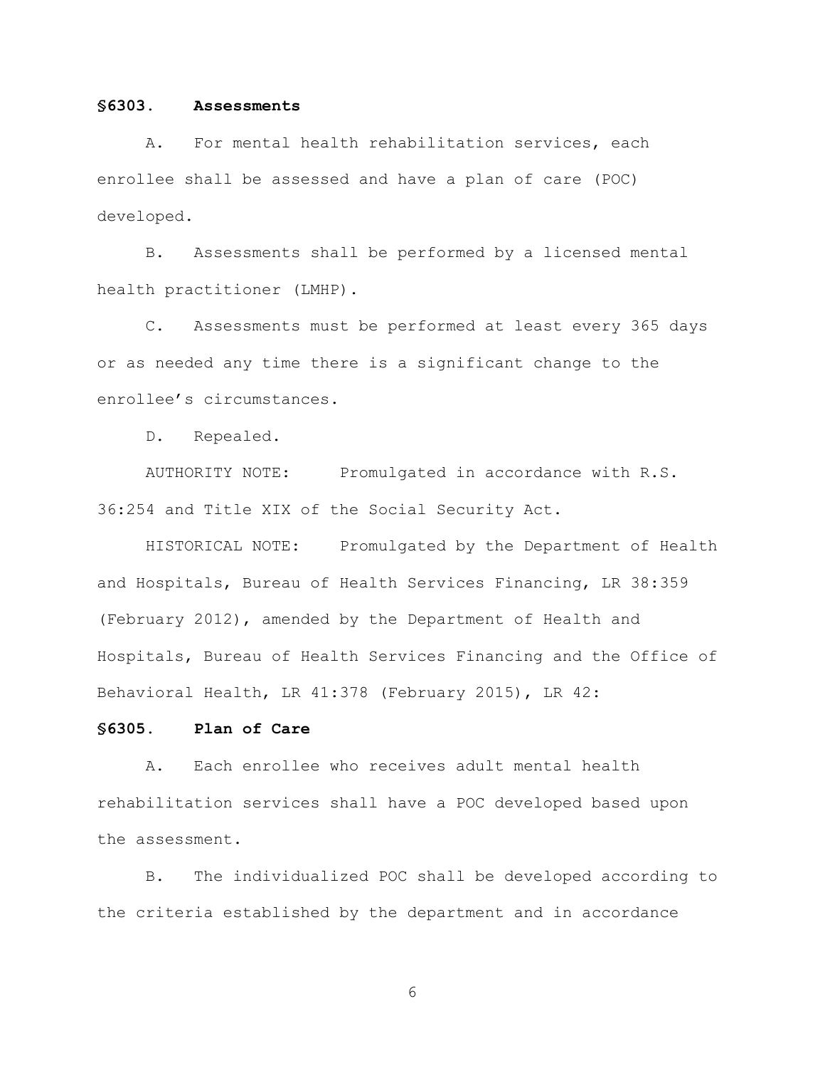**§6303. Assessments**

A. For mental health rehabilitation services, each enrollee shall be assessed and have a plan of care (POC) developed.

B. Assessments shall be performed by a licensed mental health practitioner (LMHP).

C. Assessments must be performed at least every 365 days or as needed any time there is a significant change to the enrollee's circumstances.

D. Repealed.

AUTHORITY NOTE: Promulgated in accordance with R.S. 36:254 and Title XIX of the Social Security Act.

HISTORICAL NOTE: Promulgated by the Department of Health and Hospitals, Bureau of Health Services Financing, LR 38:359 (February 2012), amended by the Department of Health and Hospitals, Bureau of Health Services Financing and the Office of Behavioral Health, LR 41:378 (February 2015), LR 42:

**§6305. Plan of Care**

A. Each enrollee who receives adult mental health rehabilitation services shall have a POC developed based upon the assessment.

B. The individualized POC shall be developed according to the criteria established by the department and in accordance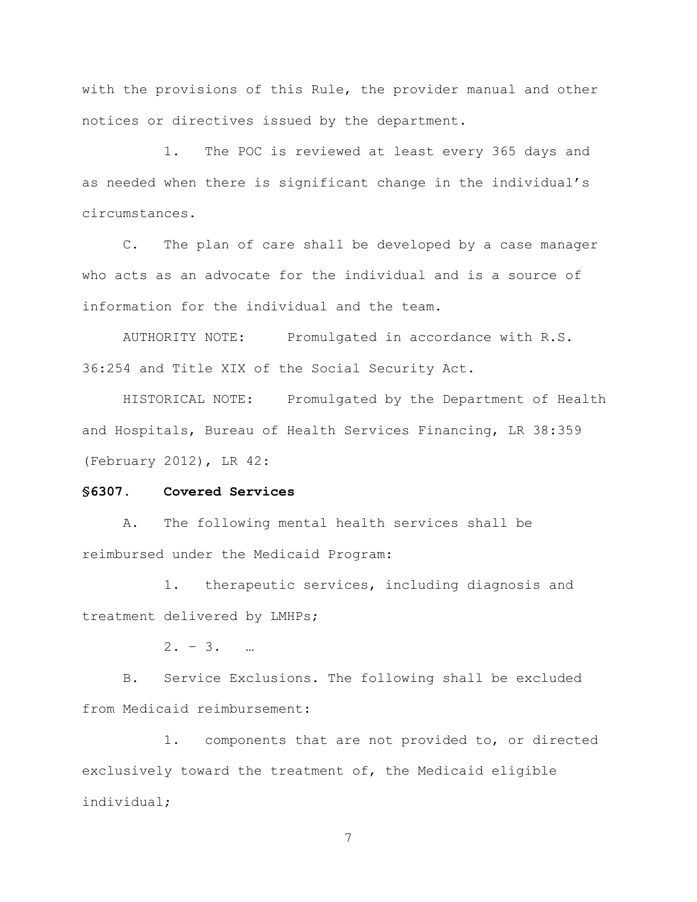with the provisions of this Rule, the provider manual and other notices or directives issued by the department.

1. The POC is reviewed at least every 365 days and as needed when there is significant change in the individual's circumstances.

C. The plan of care shall be developed by a case manager who acts as an advocate for the individual and is a source of information for the individual and the team.

AUTHORITY NOTE: Promulgated in accordance with R.S. 36:254 and Title XIX of the Social Security Act.

HISTORICAL NOTE: Promulgated by the Department of Health and Hospitals, Bureau of Health Services Financing, LR 38:359 (February 2012), LR 42:

**§6307. Covered Services**

A. The following mental health services shall be reimbursed under the Medicaid Program:

1. therapeutic services, including diagnosis and treatment delivered by LMHPs;

2. – 3. …

B. Service Exclusions. The following shall be excluded from Medicaid reimbursement:

1. components that are not provided to, or directed exclusively toward the treatment of, the Medicaid eligible individual;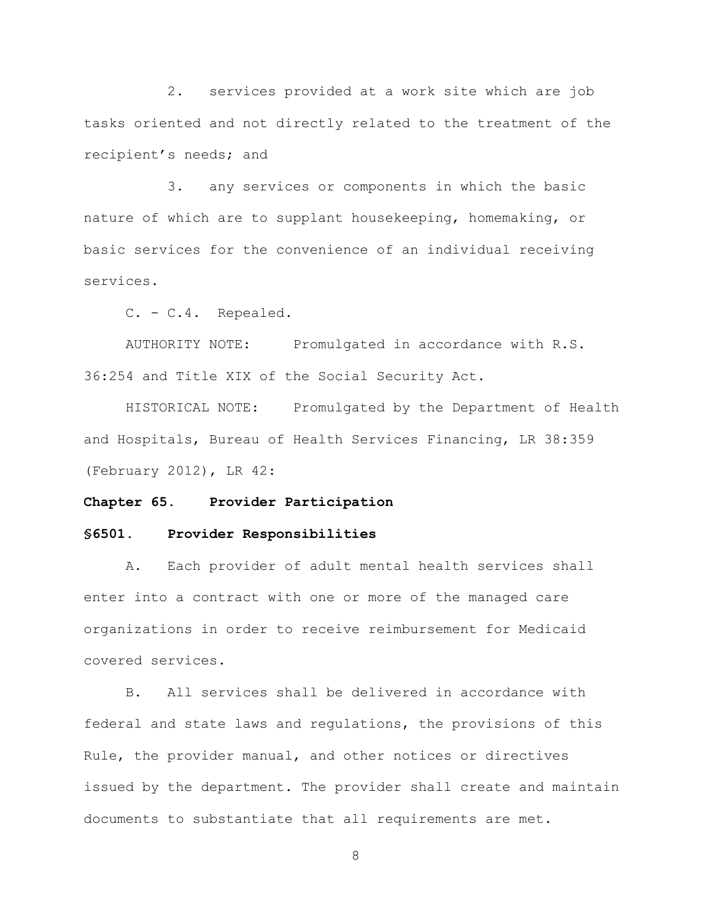2. services provided at a work site which are job tasks oriented and not directly related to the treatment of the recipient's needs; and

3. any services or components in which the basic nature of which are to supplant housekeeping, homemaking, or basic services for the convenience of an individual receiving services.

C. - C.4. Repealed.

AUTHORITY NOTE: Promulgated in accordance with R.S. 36:254 and Title XIX of the Social Security Act.

HISTORICAL NOTE: Promulgated by the Department of Health and Hospitals, Bureau of Health Services Financing, LR 38:359 (February 2012), LR 42:

## Chapter 65. Provider Participation

### §6501. Provider Responsibilities

A. Each provider of adult mental health services shall enter into a contract with one or more of the managed care organizations in order to receive reimbursement for Medicaid covered services.

B. All services shall be delivered in accordance with federal and state laws and regulations, the provisions of this Rule, the provider manual, and other notices or directives issued by the department. The provider shall create and maintain documents to substantiate that all requirements are met.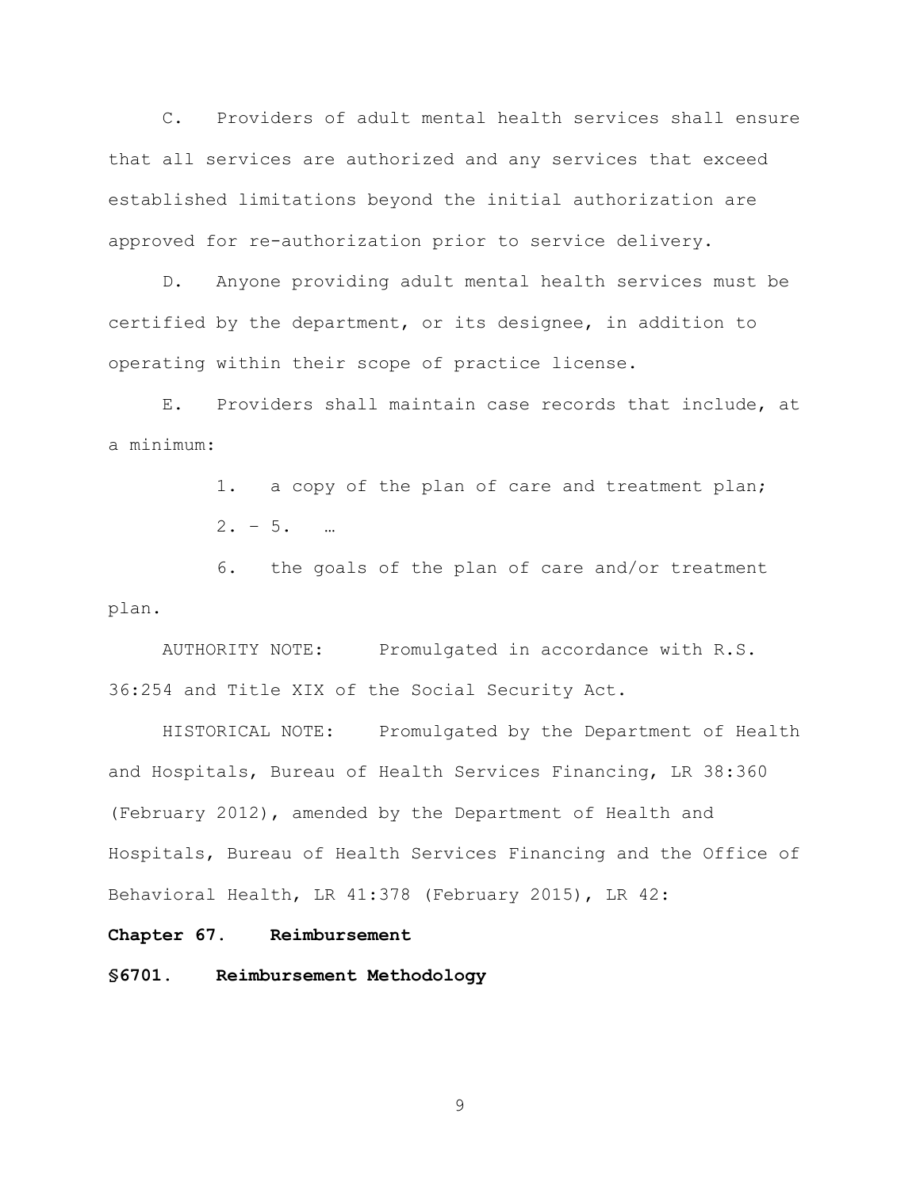C. Providers of adult mental health services shall ensure that all services are authorized and any services that exceed established limitations beyond the initial authorization are approved for re-authorization prior to service delivery.

D. Anyone providing adult mental health services must be certified by the department, or its designee, in addition to operating within their scope of practice license.

E. Providers shall maintain case records that include, at a minimum:

1. a copy of the plan of care and treatment plan;

2. – 5. …

6. the goals of the plan of care and/or treatment plan.

AUTHORITY NOTE: Promulgated in accordance with R.S. 36:254 and Title XIX of the Social Security Act.

HISTORICAL NOTE: Promulgated by the Department of Health and Hospitals, Bureau of Health Services Financing, LR 38:360 (February 2012), amended by the Department of Health and Hospitals, Bureau of Health Services Financing and the Office of Behavioral Health, LR 41:378 (February 2015), LR 42:

## Chapter 67. Reimbursement

### §6701. Reimbursement Methodology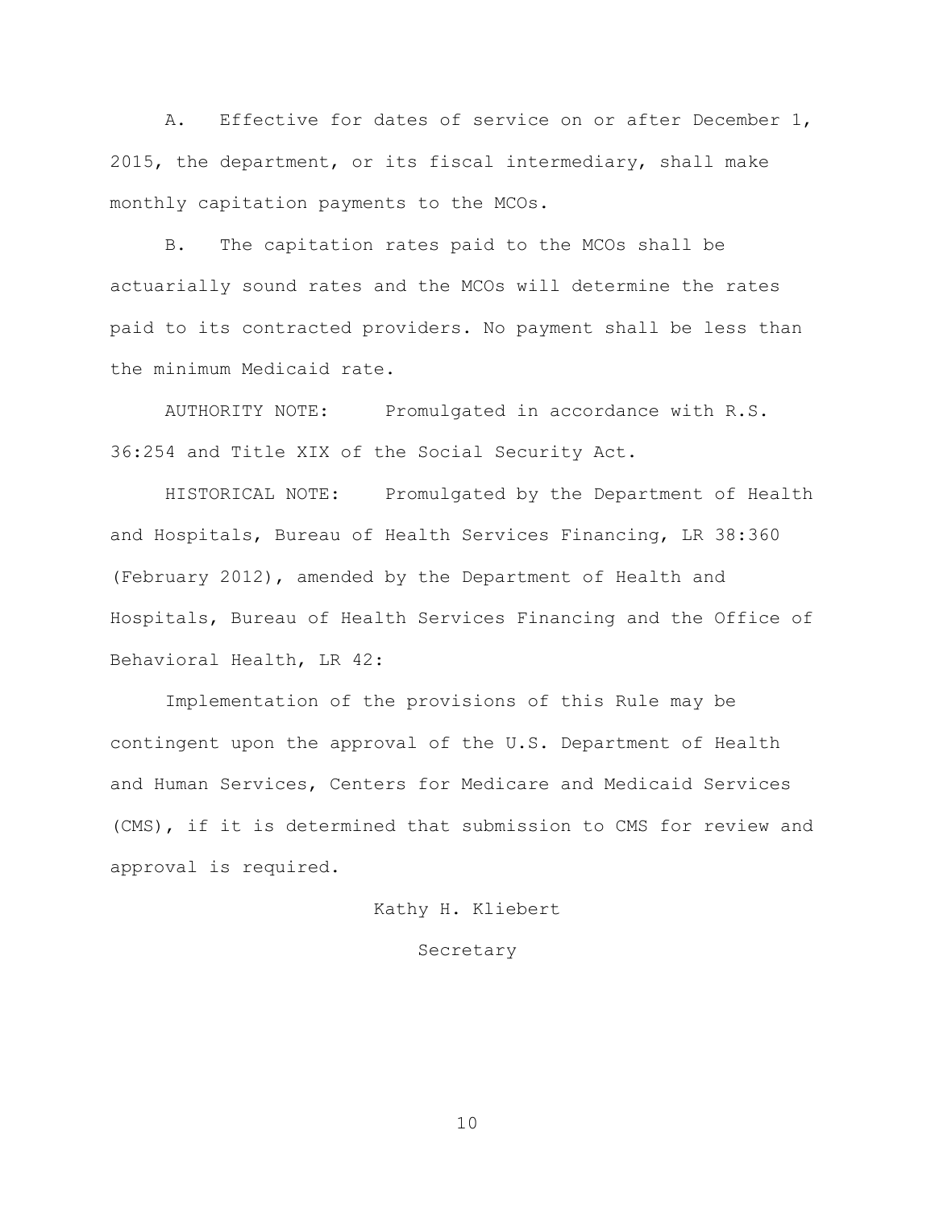A. Effective for dates of service on or after December 1, 2015, the department, or its fiscal intermediary, shall make monthly capitation payments to the MCOs.

B. The capitation rates paid to the MCOs shall be actuarially sound rates and the MCOs will determine the rates paid to its contracted providers. No payment shall be less than the minimum Medicaid rate.

AUTHORITY NOTE: Promulgated in accordance with R.S. 36:254 and Title XIX of the Social Security Act.

HISTORICAL NOTE: Promulgated by the Department of Health and Hospitals, Bureau of Health Services Financing, LR 38:360 (February 2012), amended by the Department of Health and Hospitals, Bureau of Health Services Financing and the Office of Behavioral Health, LR 42:

Implementation of the provisions of this Rule may be contingent upon the approval of the U.S. Department of Health and Human Services, Centers for Medicare and Medicaid Services (CMS), if it is determined that submission to CMS for review and approval is required.

Kathy H. Kliebert

Secretary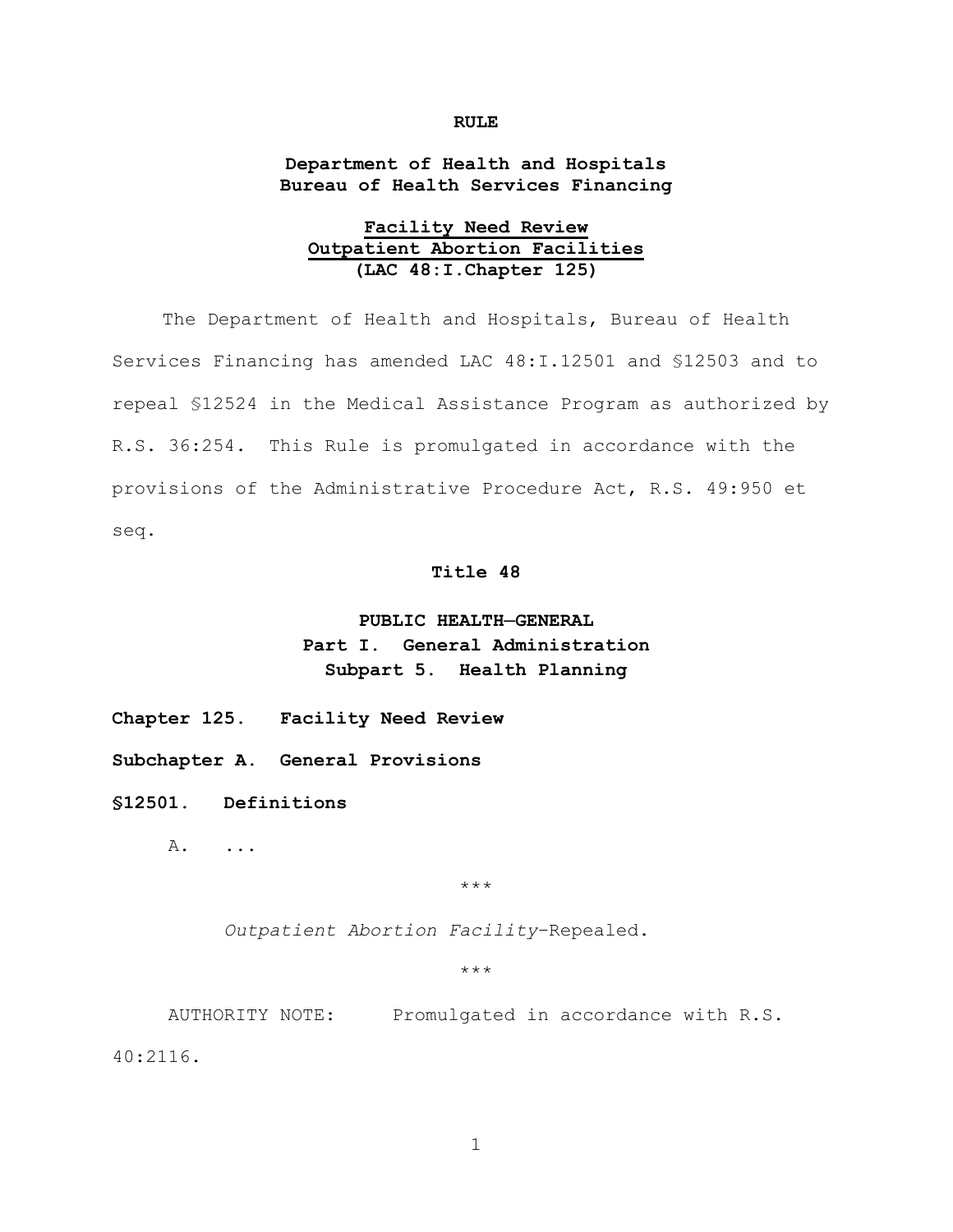**RULE**

**Department of Health and Hospitals**
**Bureau of Health Services Financing**

**Facility Need Review**
**Outpatient Abortion Facilities**
**(LAC 48:I.Chapter 125)**

The Department of Health and Hospitals, Bureau of Health Services Financing has amended LAC 48:I.12501 and §12503 and to repeal §12524 in the Medical Assistance Program as authorized by R.S. 36:254. This Rule is promulgated in accordance with the provisions of the Administrative Procedure Act, R.S. 49:950 et seq.

**Title 48**

**PUBLIC HEALTH—GENERAL**
**Part I. General Administration**
**Subpart 5. Health Planning**

**Chapter 125. Facility Need Review**

**Subchapter A. General Provisions**

**§12501. Definitions**

A. ...

\*\*\*

*Outpatient Abortion Facility*—Repealed.

\*\*\*

AUTHORITY NOTE: Promulgated in accordance with R.S. 40:2116.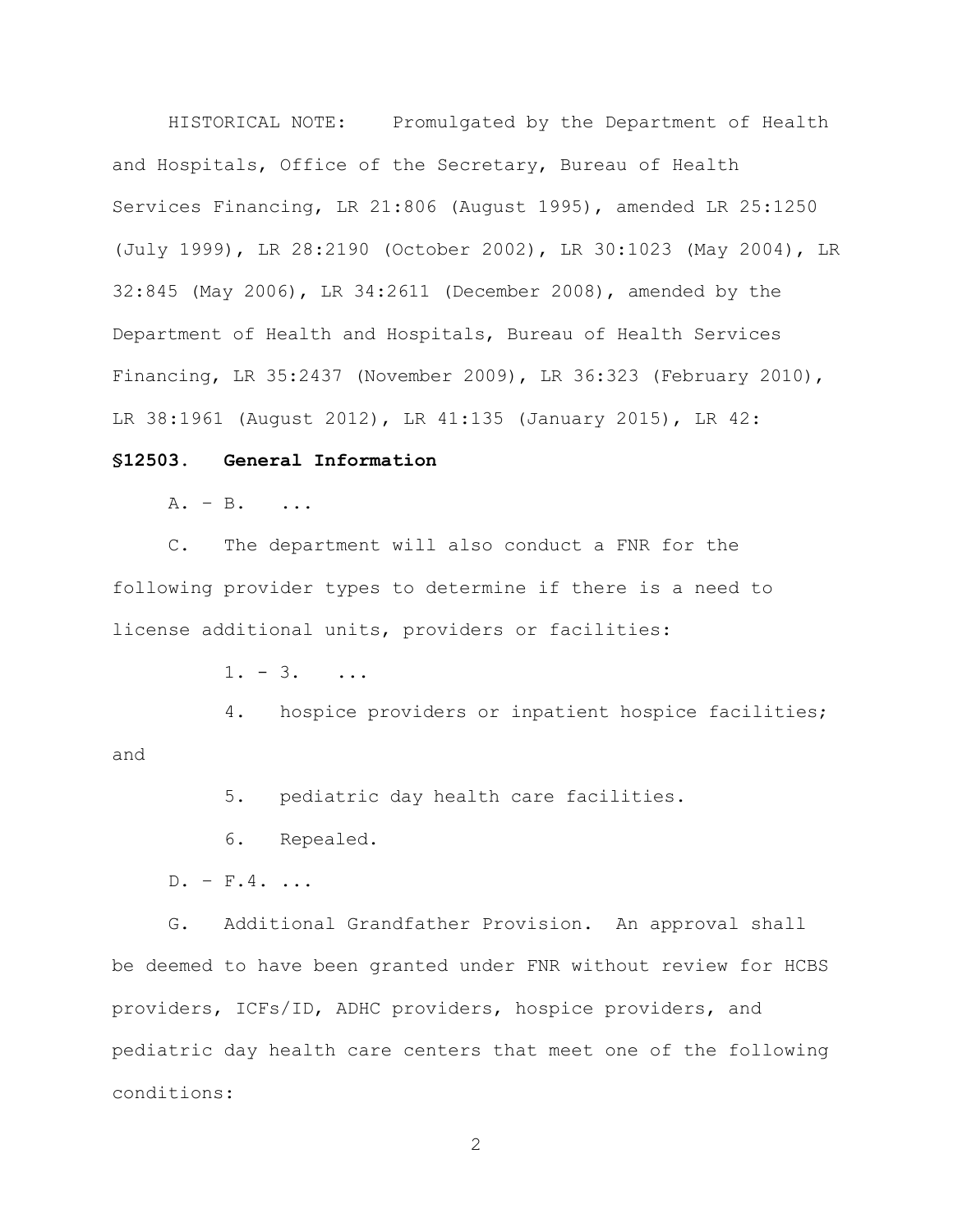HISTORICAL NOTE: Promulgated by the Department of Health and Hospitals, Office of the Secretary, Bureau of Health Services Financing, LR 21:806 (August 1995), amended LR 25:1250 (July 1999), LR 28:2190 (October 2002), LR 30:1023 (May 2004), LR 32:845 (May 2006), LR 34:2611 (December 2008), amended by the Department of Health and Hospitals, Bureau of Health Services Financing, LR 35:2437 (November 2009), LR 36:323 (February 2010), LR 38:1961 (August 2012), LR 41:135 (January 2015), LR 42:

**§12503. General Information**

A. – B. ...

C. The department will also conduct a FNR for the following provider types to determine if there is a need to license additional units, providers or facilities:

1. - 3. ...

4. hospice providers or inpatient hospice facilities; and

5. pediatric day health care facilities.

6. Repealed.

D. – F.4. ...

G. Additional Grandfather Provision. An approval shall be deemed to have been granted under FNR without review for HCBS providers, ICFs/ID, ADHC providers, hospice providers, and pediatric day health care centers that meet one of the following conditions: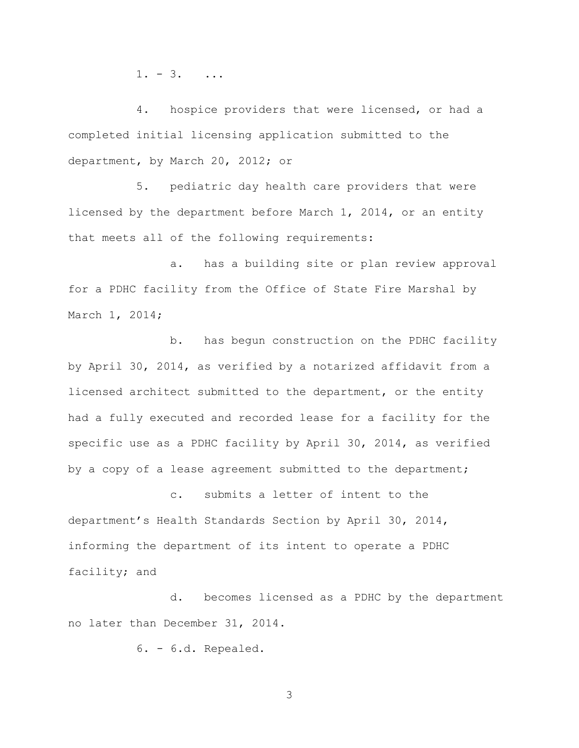1. - 3. ...

4. hospice providers that were licensed, or had a completed initial licensing application submitted to the department, by March 20, 2012; or

5. pediatric day health care providers that were licensed by the department before March 1, 2014, or an entity that meets all of the following requirements:

a. has a building site or plan review approval for a PDHC facility from the Office of State Fire Marshal by March 1, 2014;

b. has begun construction on the PDHC facility by April 30, 2014, as verified by a notarized affidavit from a licensed architect submitted to the department, or the entity had a fully executed and recorded lease for a facility for the specific use as a PDHC facility by April 30, 2014, as verified by a copy of a lease agreement submitted to the department;

c. submits a letter of intent to the department's Health Standards Section by April 30, 2014, informing the department of its intent to operate a PDHC facility; and

d. becomes licensed as a PDHC by the department no later than December 31, 2014.

6. - 6.d. Repealed.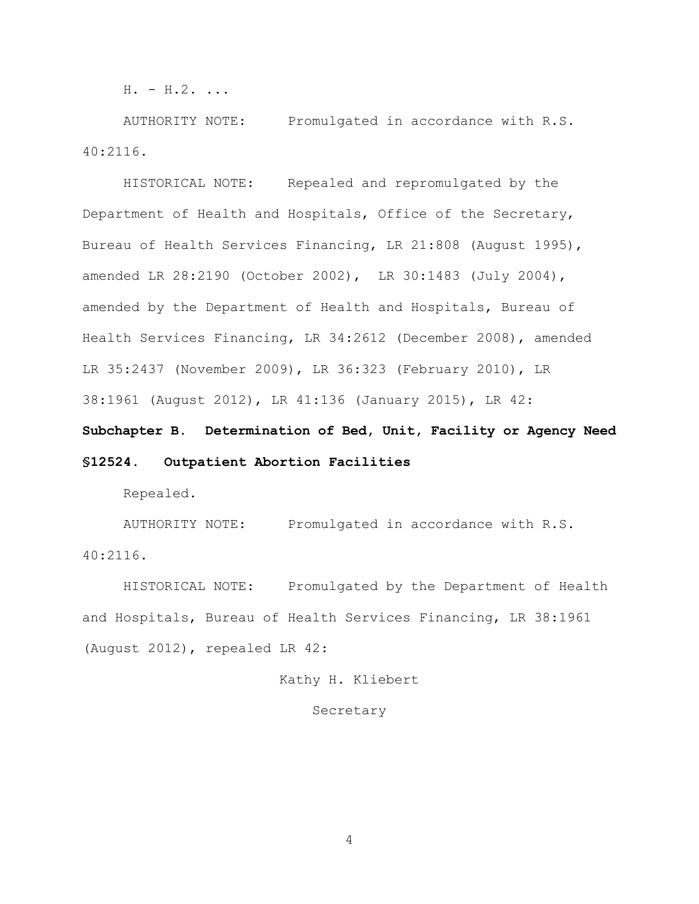H. - H.2. ...

AUTHORITY NOTE: Promulgated in accordance with R.S. 40:2116.

HISTORICAL NOTE: Repealed and repromulgated by the Department of Health and Hospitals, Office of the Secretary, Bureau of Health Services Financing, LR 21:808 (August 1995), amended LR 28:2190 (October 2002), LR 30:1483 (July 2004), amended by the Department of Health and Hospitals, Bureau of Health Services Financing, LR 34:2612 (December 2008), amended LR 35:2437 (November 2009), LR 36:323 (February 2010), LR 38:1961 (August 2012), LR 41:136 (January 2015), LR 42:

**Subchapter B. Determination of Bed, Unit, Facility or Agency Need**

**§12524. Outpatient Abortion Facilities**

Repealed.

AUTHORITY NOTE: Promulgated in accordance with R.S. 40:2116.

HISTORICAL NOTE: Promulgated by the Department of Health and Hospitals, Bureau of Health Services Financing, LR 38:1961 (August 2012), repealed LR 42:

Kathy H. Kliebert

Secretary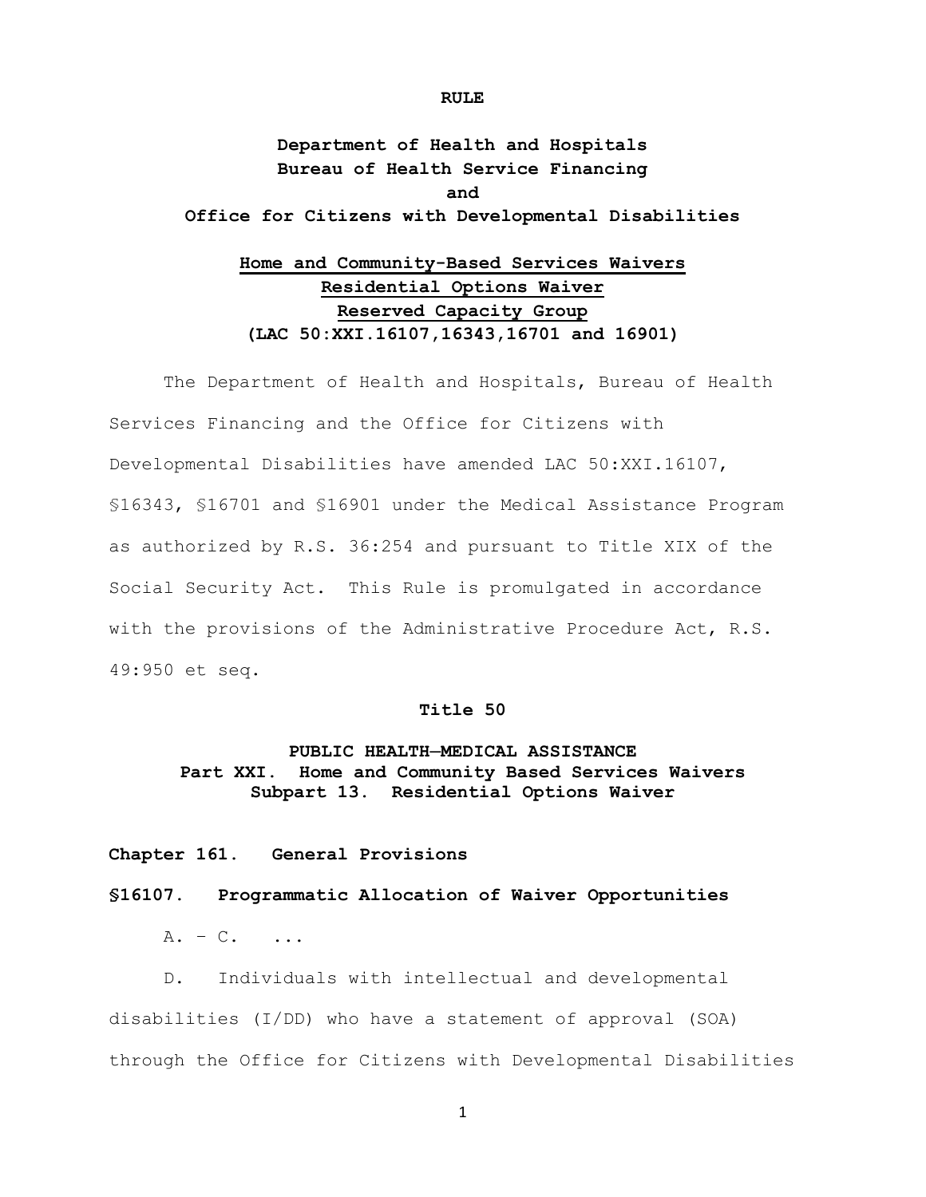**RULE**

**Department of Health and Hospitals**
**Bureau of Health Service Financing**
**and**
**Office for Citizens with Developmental Disabilities**

**Home and Community-Based Services Waivers**
**Residential Options Waiver**
**Reserved Capacity Group**
**(LAC 50:XXI.16107,16343,16701 and 16901)**

The Department of Health and Hospitals, Bureau of Health Services Financing and the Office for Citizens with Developmental Disabilities have amended LAC 50:XXI.16107, §16343, §16701 and §16901 under the Medical Assistance Program as authorized by R.S. 36:254 and pursuant to Title XIX of the Social Security Act. This Rule is promulgated in accordance with the provisions of the Administrative Procedure Act, R.S. 49:950 et seq.

**Title 50**

**PUBLIC HEALTH—MEDICAL ASSISTANCE**
**Part XXI. Home and Community Based Services Waivers**
**Subpart 13. Residential Options Waiver**

**Chapter 161. General Provisions**

**§16107. Programmatic Allocation of Waiver Opportunities**

A. – C. ...

D. Individuals with intellectual and developmental disabilities (I/DD) who have a statement of approval (SOA) through the Office for Citizens with Developmental Disabilities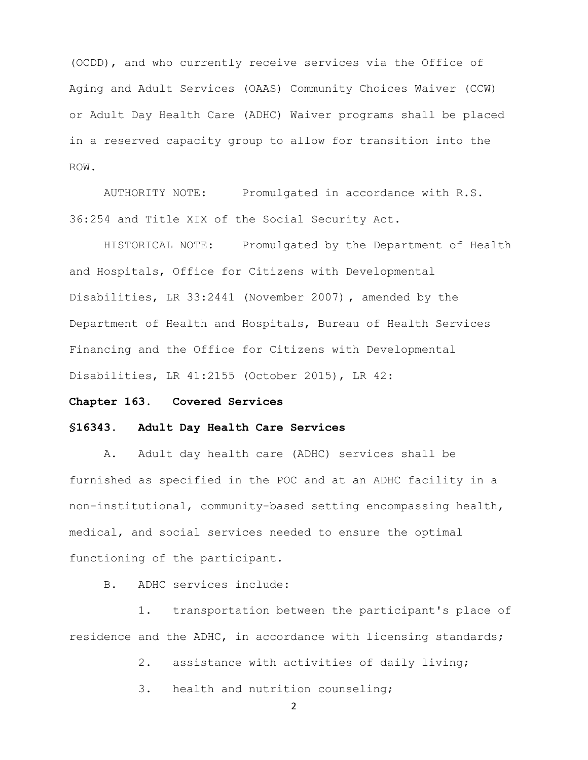(OCDD), and who currently receive services via the Office of Aging and Adult Services (OAAS) Community Choices Waiver (CCW) or Adult Day Health Care (ADHC) Waiver programs shall be placed in a reserved capacity group to allow for transition into the ROW.

AUTHORITY NOTE: Promulgated in accordance with R.S. 36:254 and Title XIX of the Social Security Act.

HISTORICAL NOTE: Promulgated by the Department of Health and Hospitals, Office for Citizens with Developmental Disabilities, LR 33:2441 (November 2007), amended by the Department of Health and Hospitals, Bureau of Health Services Financing and the Office for Citizens with Developmental Disabilities, LR 41:2155 (October 2015), LR 42:

**Chapter 163. Covered Services**

**§16343. Adult Day Health Care Services**

A. Adult day health care (ADHC) services shall be furnished as specified in the POC and at an ADHC facility in a non-institutional, community-based setting encompassing health, medical, and social services needed to ensure the optimal functioning of the participant.

B. ADHC services include:

1. transportation between the participant's place of residence and the ADHC, in accordance with licensing standards;

2. assistance with activities of daily living;

3. health and nutrition counseling;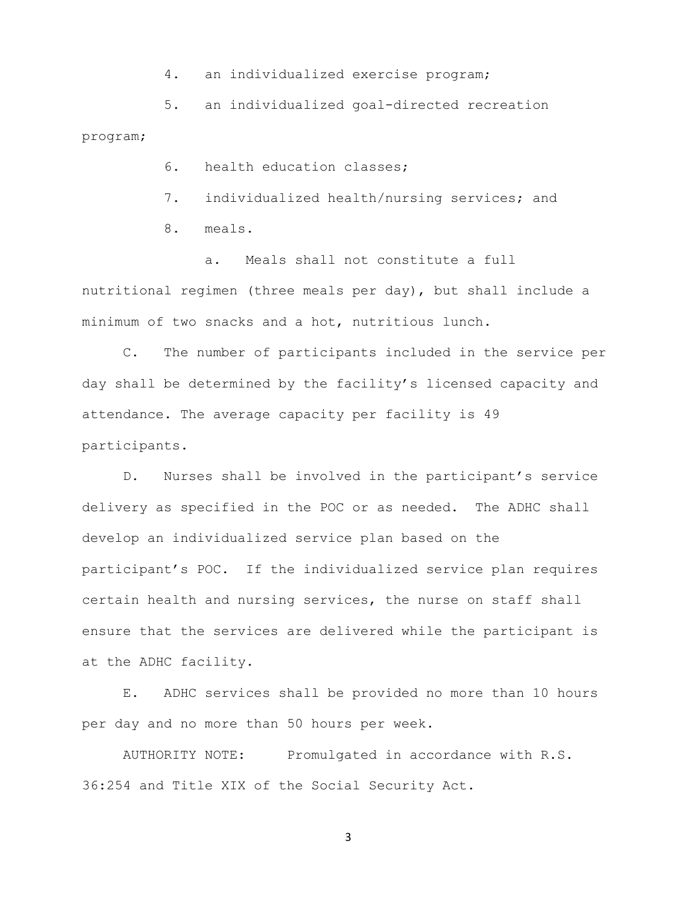4. an individualized exercise program;

5. an individualized goal-directed recreation program;

6. health education classes;

7. individualized health/nursing services; and

8. meals.

a. Meals shall not constitute a full nutritional regimen (three meals per day), but shall include a minimum of two snacks and a hot, nutritious lunch.

C. The number of participants included in the service per day shall be determined by the facility's licensed capacity and attendance. The average capacity per facility is 49 participants.

D. Nurses shall be involved in the participant's service delivery as specified in the POC or as needed. The ADHC shall develop an individualized service plan based on the participant's POC. If the individualized service plan requires certain health and nursing services, the nurse on staff shall ensure that the services are delivered while the participant is at the ADHC facility.

E. ADHC services shall be provided no more than 10 hours per day and no more than 50 hours per week.

AUTHORITY NOTE: Promulgated in accordance with R.S. 36:254 and Title XIX of the Social Security Act.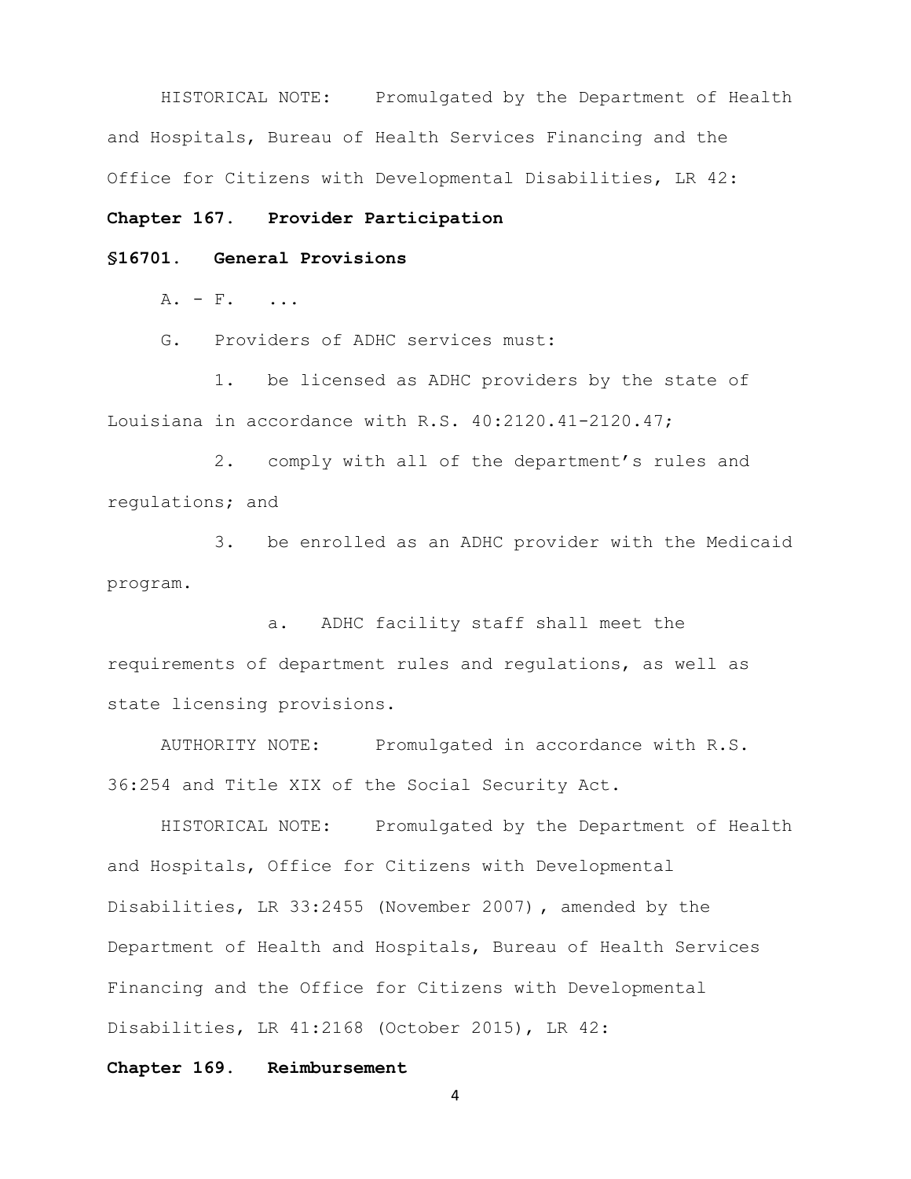HISTORICAL NOTE: Promulgated by the Department of Health and Hospitals, Bureau of Health Services Financing and the Office for Citizens with Developmental Disabilities, LR 42:

**Chapter 167. Provider Participation**

**§16701. General Provisions**

A. - F. ...

G. Providers of ADHC services must:

1. be licensed as ADHC providers by the state of Louisiana in accordance with R.S. 40:2120.41-2120.47;

2. comply with all of the department's rules and regulations; and

3. be enrolled as an ADHC provider with the Medicaid program.

a. ADHC facility staff shall meet the requirements of department rules and regulations, as well as state licensing provisions.

AUTHORITY NOTE: Promulgated in accordance with R.S. 36:254 and Title XIX of the Social Security Act.

HISTORICAL NOTE: Promulgated by the Department of Health and Hospitals, Office for Citizens with Developmental Disabilities, LR 33:2455 (November 2007), amended by the Department of Health and Hospitals, Bureau of Health Services Financing and the Office for Citizens with Developmental Disabilities, LR 41:2168 (October 2015), LR 42:

**Chapter 169. Reimbursement**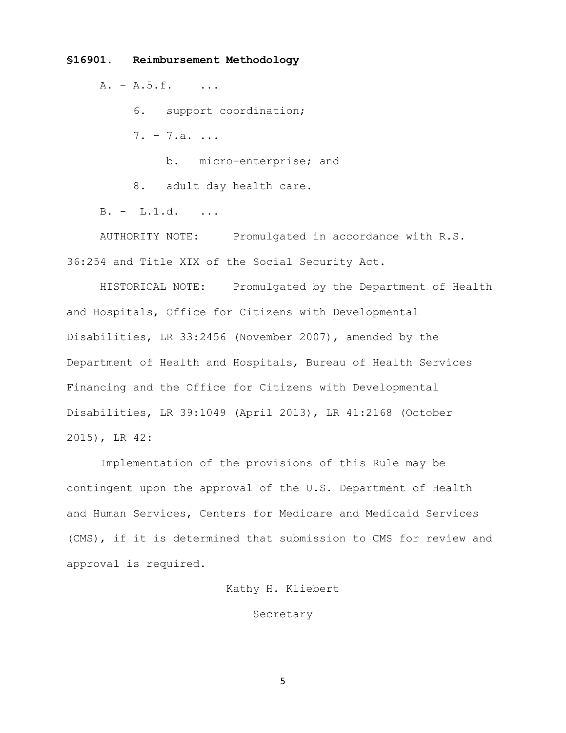**§16901. Reimbursement Methodology**

A. – A.5.f. ...

6. support coordination;

7. – 7.a. ...

b. micro-enterprise; and

8. adult day health care.

B. - L.1.d. ...

AUTHORITY NOTE: Promulgated in accordance with R.S. 36:254 and Title XIX of the Social Security Act.

HISTORICAL NOTE: Promulgated by the Department of Health and Hospitals, Office for Citizens with Developmental Disabilities, LR 33:2456 (November 2007), amended by the Department of Health and Hospitals, Bureau of Health Services Financing and the Office for Citizens with Developmental Disabilities, LR 39:1049 (April 2013), LR 41:2168 (October 2015), LR 42:

Implementation of the provisions of this Rule may be contingent upon the approval of the U.S. Department of Health and Human Services, Centers for Medicare and Medicaid Services (CMS), if it is determined that submission to CMS for review and approval is required.

Kathy H. Kliebert

Secretary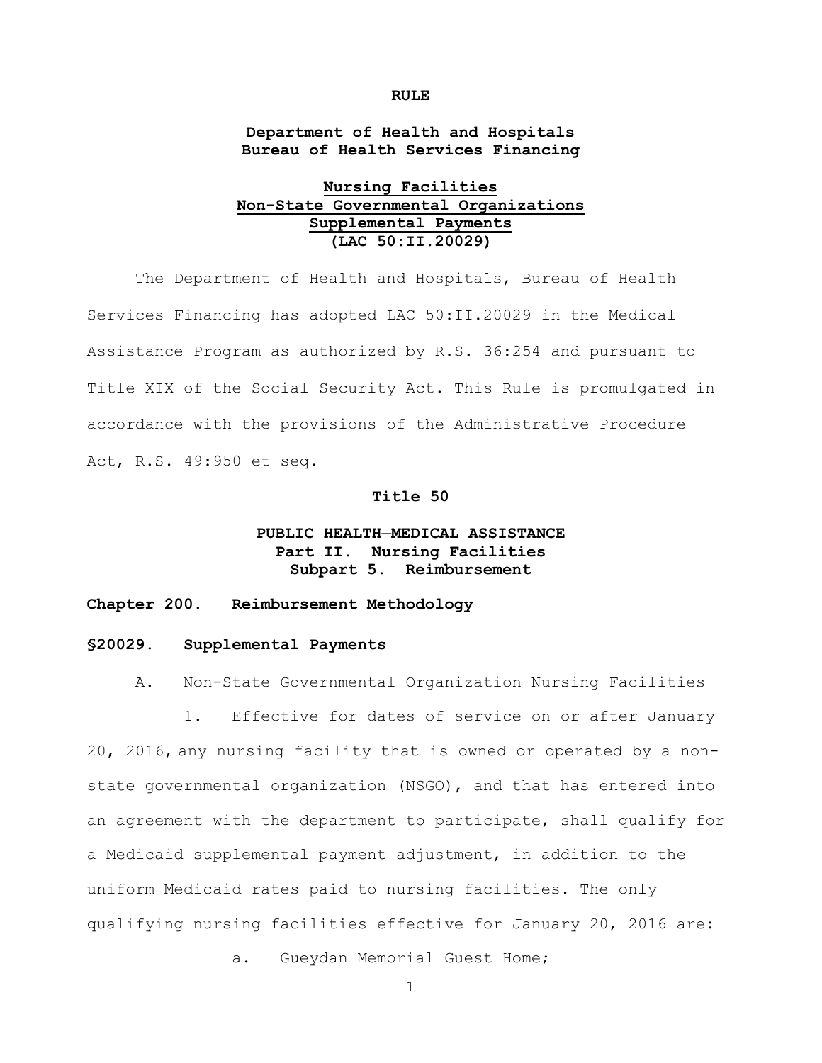**RULE**

**Department of Health and Hospitals**
**Bureau of Health Services Financing**

**Nursing Facilities**
**Non-State Governmental Organizations**
**Supplemental Payments**
**(LAC 50:II.20029)**

The Department of Health and Hospitals, Bureau of Health Services Financing has adopted LAC 50:II.20029 in the Medical Assistance Program as authorized by R.S. 36:254 and pursuant to Title XIX of the Social Security Act. This Rule is promulgated in accordance with the provisions of the Administrative Procedure Act, R.S. 49:950 et seq.

**Title 50**

**PUBLIC HEALTH—MEDICAL ASSISTANCE**
**Part II. Nursing Facilities**
**Subpart 5. Reimbursement**

**Chapter 200. Reimbursement Methodology**

**§20029. Supplemental Payments**

A. Non-State Governmental Organization Nursing Facilities

1. Effective for dates of service on or after January 20, 2016, any nursing facility that is owned or operated by a non-state governmental organization (NSGO), and that has entered into an agreement with the department to participate, shall qualify for a Medicaid supplemental payment adjustment, in addition to the uniform Medicaid rates paid to nursing facilities. The only qualifying nursing facilities effective for January 20, 2016 are:

a. Gueydan Memorial Guest Home;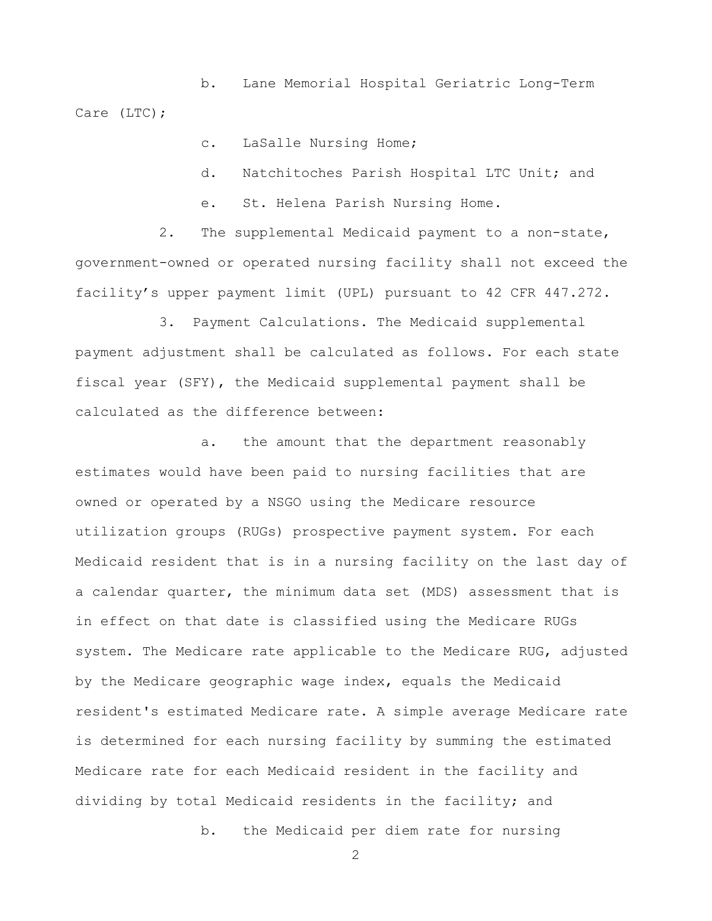b. Lane Memorial Hospital Geriatric Long-Term Care (LTC);

c. LaSalle Nursing Home;

d. Natchitoches Parish Hospital LTC Unit; and

e. St. Helena Parish Nursing Home.

2. The supplemental Medicaid payment to a non-state, government-owned or operated nursing facility shall not exceed the facility's upper payment limit (UPL) pursuant to 42 CFR 447.272.

3. Payment Calculations. The Medicaid supplemental payment adjustment shall be calculated as follows. For each state fiscal year (SFY), the Medicaid supplemental payment shall be calculated as the difference between:

a. the amount that the department reasonably estimates would have been paid to nursing facilities that are owned or operated by a NSGO using the Medicare resource utilization groups (RUGs) prospective payment system. For each Medicaid resident that is in a nursing facility on the last day of a calendar quarter, the minimum data set (MDS) assessment that is in effect on that date is classified using the Medicare RUGs system. The Medicare rate applicable to the Medicare RUG, adjusted by the Medicare geographic wage index, equals the Medicaid resident's estimated Medicare rate. A simple average Medicare rate is determined for each nursing facility by summing the estimated Medicare rate for each Medicaid resident in the facility and dividing by total Medicaid residents in the facility; and

b. the Medicaid per diem rate for nursing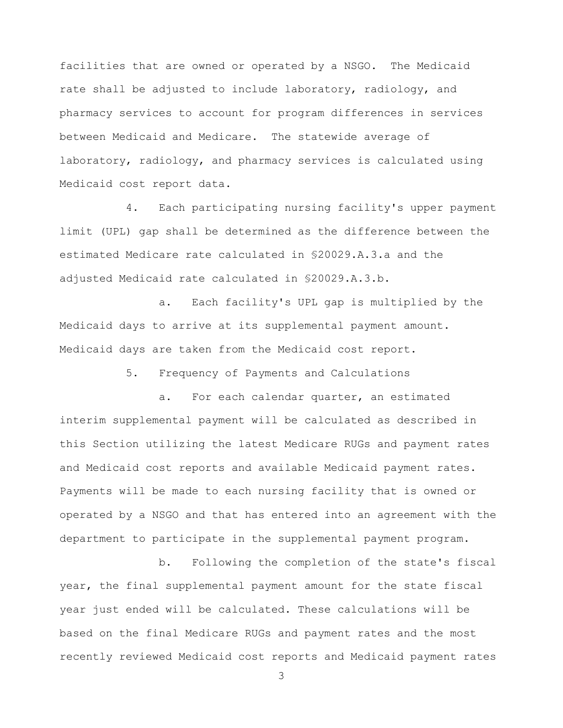facilities that are owned or operated by a NSGO. The Medicaid rate shall be adjusted to include laboratory, radiology, and pharmacy services to account for program differences in services between Medicaid and Medicare. The statewide average of laboratory, radiology, and pharmacy services is calculated using Medicaid cost report data.

4. Each participating nursing facility's upper payment limit (UPL) gap shall be determined as the difference between the estimated Medicare rate calculated in §20029.A.3.a and the adjusted Medicaid rate calculated in §20029.A.3.b.

a. Each facility's UPL gap is multiplied by the Medicaid days to arrive at its supplemental payment amount. Medicaid days are taken from the Medicaid cost report.

5. Frequency of Payments and Calculations

a. For each calendar quarter, an estimated interim supplemental payment will be calculated as described in this Section utilizing the latest Medicare RUGs and payment rates and Medicaid cost reports and available Medicaid payment rates. Payments will be made to each nursing facility that is owned or operated by a NSGO and that has entered into an agreement with the department to participate in the supplemental payment program.

b. Following the completion of the state's fiscal year, the final supplemental payment amount for the state fiscal year just ended will be calculated. These calculations will be based on the final Medicare RUGs and payment rates and the most recently reviewed Medicaid cost reports and Medicaid payment rates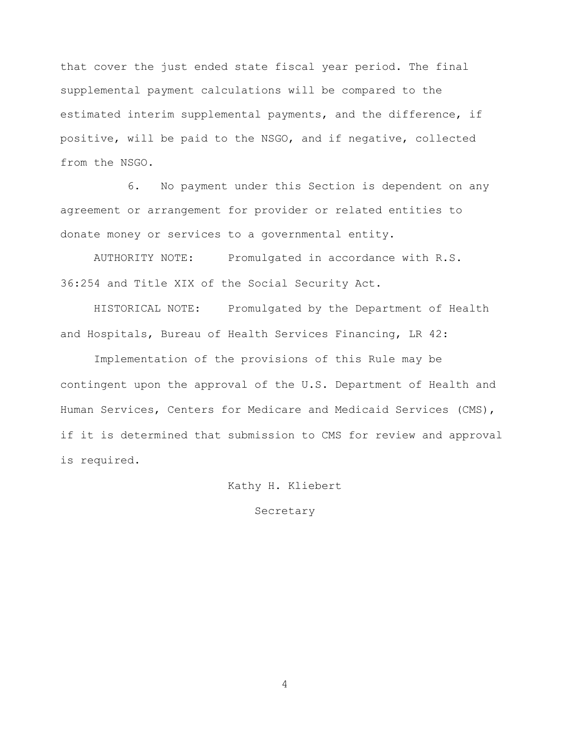that cover the just ended state fiscal year period. The final supplemental payment calculations will be compared to the estimated interim supplemental payments, and the difference, if positive, will be paid to the NSGO, and if negative, collected from the NSGO.

6. No payment under this Section is dependent on any agreement or arrangement for provider or related entities to donate money or services to a governmental entity.

AUTHORITY NOTE: Promulgated in accordance with R.S. 36:254 and Title XIX of the Social Security Act.

HISTORICAL NOTE: Promulgated by the Department of Health and Hospitals, Bureau of Health Services Financing, LR 42:

Implementation of the provisions of this Rule may be contingent upon the approval of the U.S. Department of Health and Human Services, Centers for Medicare and Medicaid Services (CMS), if it is determined that submission to CMS for review and approval is required.

Kathy H. Kliebert

Secretary